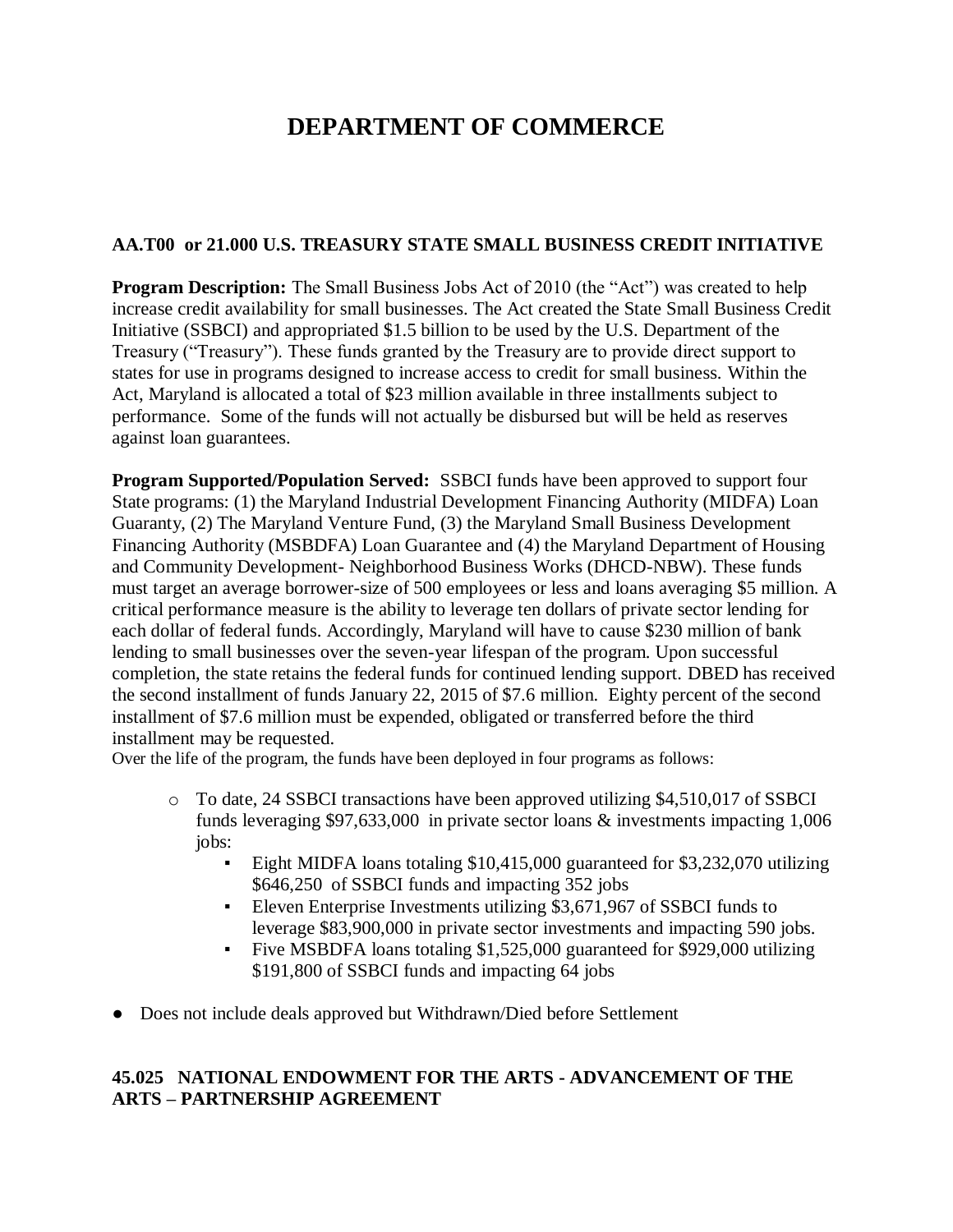# DEPARTMENT OF COMMERCE

### AA.T00 or 21.000 U.S. TREASURY STATE SMALL BUSINESS CREDIT INITIATIVE

**Program Description:** The Small Business Jobs Act of 2010 (the "Act") was created to help increase credit availability for small businesses. The Act created the State Small Business Credit Initiative (SSBCI) and appropriated $1.5 billion to be used by the U.S. Department of the Treasury ("Treasury"). These funds granted by the Treasury are to provide direct support to states for use in programs designed to increase access to credit for small business. Within the Act, Maryland is allocated a total of $23 million available in three installments subject to performance. Some of the funds will not actually be disbursed but will be held as reserves against loan guarantees.

**Program Supported/Population Served:** SSBCI funds have been approved to support four State programs: (1) the Maryland Industrial Development Financing Authority (MIDFA) Loan Guaranty, (2) The Maryland Venture Fund, (3) the Maryland Small Business Development Financing Authority (MSBDFA) Loan Guarantee and (4) the Maryland Department of Housing and Community Development- Neighborhood Business Works (DHCD-NBW). These funds must target an average borrower-size of 500 employees or less and loans averaging $5 million. A critical performance measure is the ability to leverage ten dollars of private sector lending for each dollar of federal funds. Accordingly, Maryland will have to cause $230 million of bank lending to small businesses over the seven-year lifespan of the program. Upon successful completion, the state retains the federal funds for continued lending support. DBED has received the second installment of funds January 22, 2015 of $7.6 million. Eighty percent of the second installment of $7.6 million must be expended, obligated or transferred before the third installment may be requested.

Over the life of the program, the funds have been deployed in four programs as follows:

- To date, 24 SSBCI transactions have been approved utilizing $4,510,017 of SSBCI funds leveraging $97,633,000 in private sector loans & investments impacting 1,006 jobs:
  - Eight MIDFA loans totaling $10,415,000 guaranteed for $3,232,070 utilizing $646,250 of SSBCI funds and impacting 352 jobs
  - Eleven Enterprise Investments utilizing $3,671,967 of SSBCI funds to leverage $83,900,000 in private sector investments and impacting 590 jobs.
  - Five MSBDFA loans totaling $1,525,000 guaranteed for $929,000 utilizing $191,800 of SSBCI funds and impacting 64 jobs

- Does not include deals approved but Withdrawn/Died before Settlement

### 45.025 NATIONAL ENDOWMENT FOR THE ARTS - ADVANCEMENT OF THE ARTS – PARTNERSHIP AGREEMENT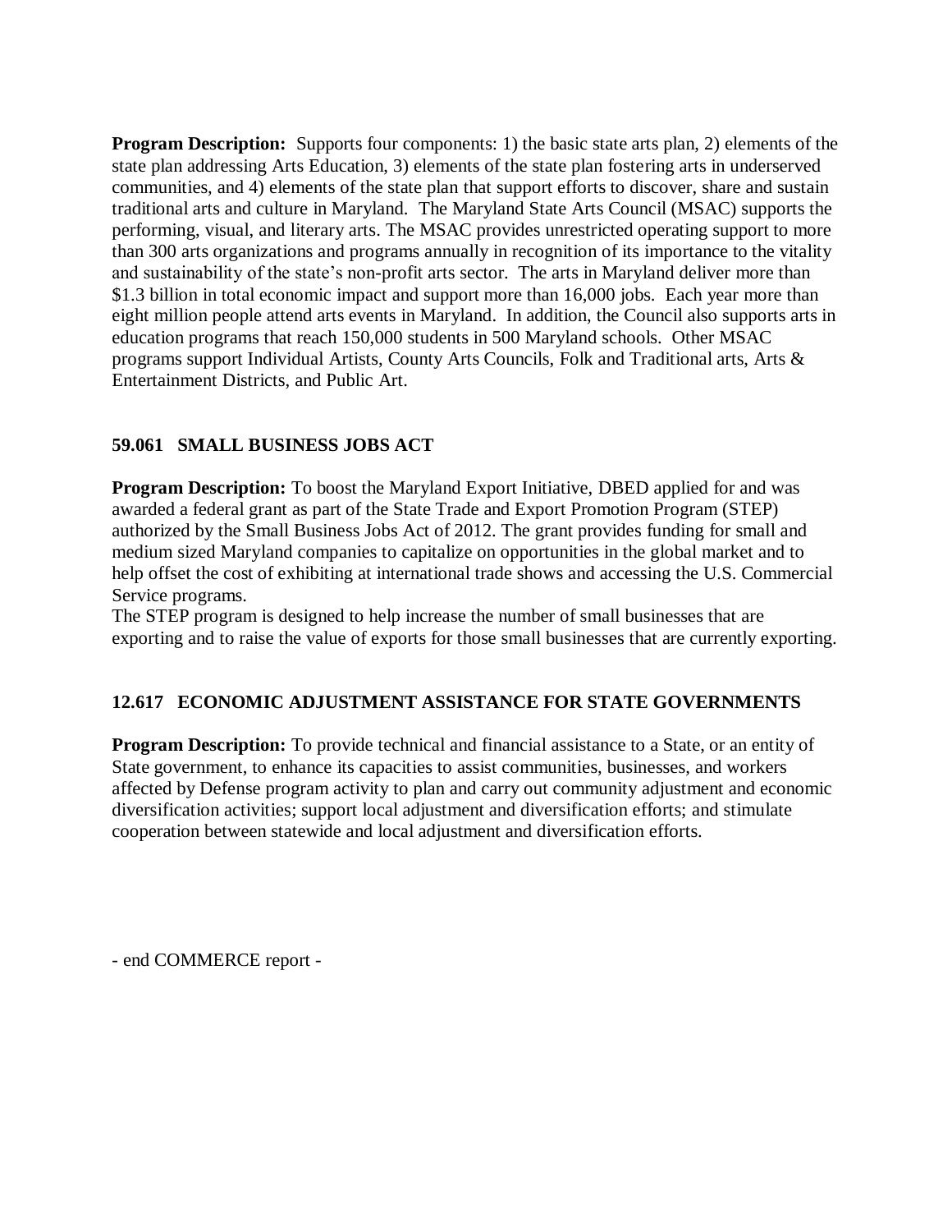**Program Description:** Supports four components: 1) the basic state arts plan, 2) elements of the state plan addressing Arts Education, 3) elements of the state plan fostering arts in underserved communities, and 4) elements of the state plan that support efforts to discover, share and sustain traditional arts and culture in Maryland. The Maryland State Arts Council (MSAC) supports the performing, visual, and literary arts. The MSAC provides unrestricted operating support to more than 300 arts organizations and programs annually in recognition of its importance to the vitality and sustainability of the state's non-profit arts sector. The arts in Maryland deliver more than $1.3 billion in total economic impact and support more than 16,000 jobs. Each year more than eight million people attend arts events in Maryland. In addition, the Council also supports arts in education programs that reach 150,000 students in 500 Maryland schools. Other MSAC programs support Individual Artists, County Arts Councils, Folk and Traditional arts, Arts & Entertainment Districts, and Public Art.

### 59.061 SMALL BUSINESS JOBS ACT

**Program Description:** To boost the Maryland Export Initiative, DBED applied for and was awarded a federal grant as part of the State Trade and Export Promotion Program (STEP) authorized by the Small Business Jobs Act of 2012. The grant provides funding for small and medium sized Maryland companies to capitalize on opportunities in the global market and to help offset the cost of exhibiting at international trade shows and accessing the U.S. Commercial Service programs.

The STEP program is designed to help increase the number of small businesses that are exporting and to raise the value of exports for those small businesses that are currently exporting.

### 12.617 ECONOMIC ADJUSTMENT ASSISTANCE FOR STATE GOVERNMENTS

**Program Description:** To provide technical and financial assistance to a State, or an entity of State government, to enhance its capacities to assist communities, businesses, and workers affected by Defense program activity to plan and carry out community adjustment and economic diversification activities; support local adjustment and diversification efforts; and stimulate cooperation between statewide and local adjustment and diversification efforts.

- end COMMERCE report -